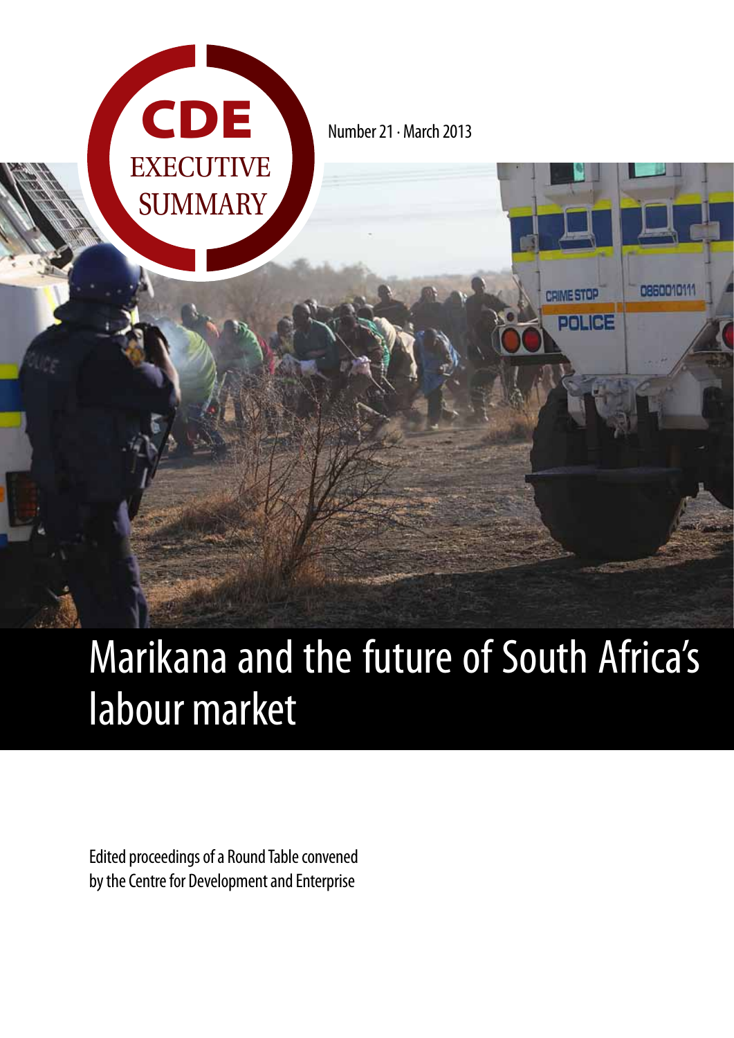CDE EXECUTIVE SUMMARY

Number 21 · March 2013

# Marikana and the future of South Africa's labour market

Edited proceedings of a Round Table convened by the Centre for Development and Enterprise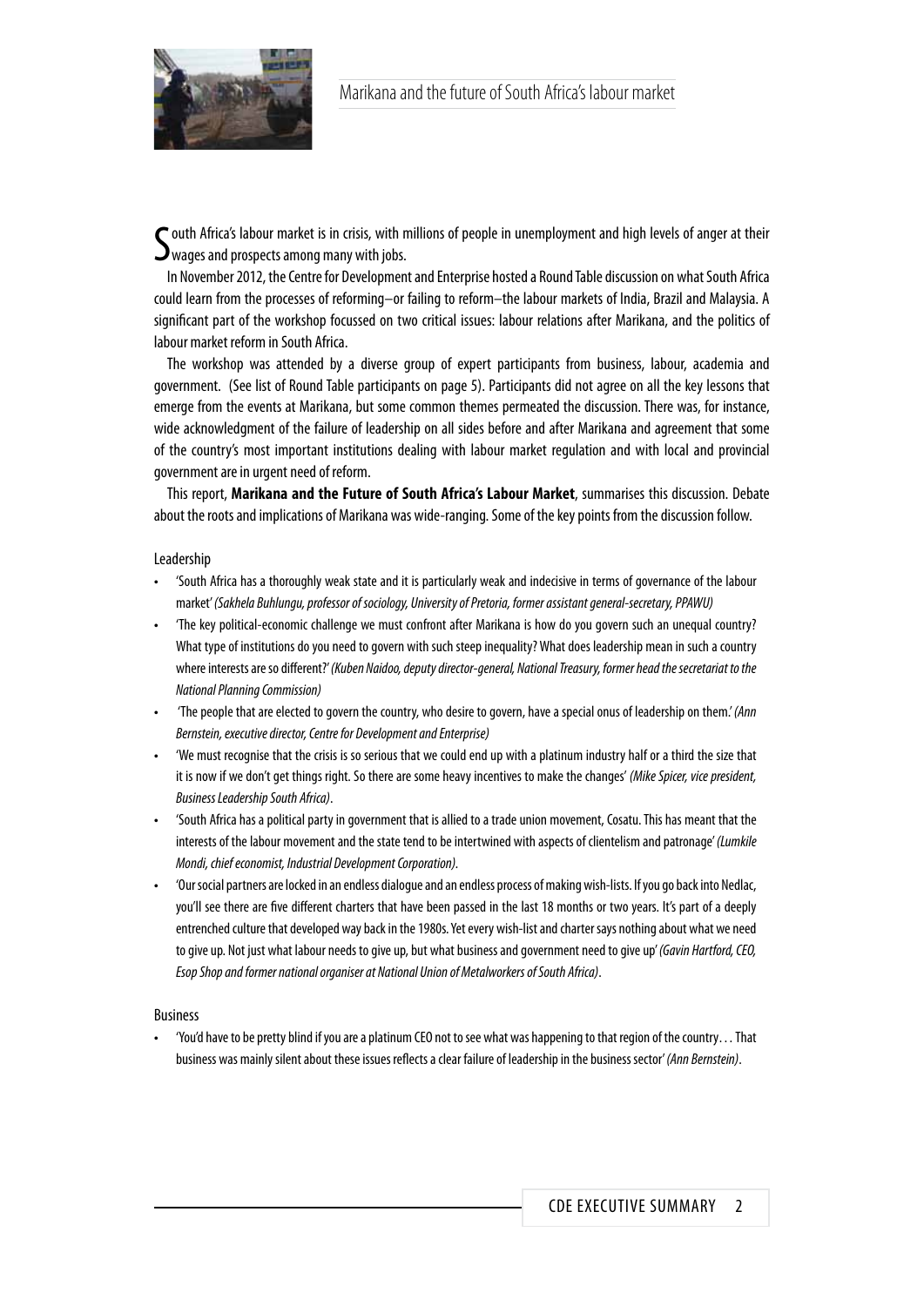South Africa's labour market is in crisis, with millions of people in unemployment and high levels of anger at their wages and prospects among many with jobs.

In November 2012, the Centre for Development and Enterprise hosted a Round Table discussion on what South Africa could learn from the processes of reforming–or failing to reform–the labour markets of India, Brazil and Malaysia. A significant part of the workshop focussed on two critical issues: labour relations after Marikana, and the politics of labour market reform in South Africa.

The workshop was attended by a diverse group of expert participants from business, labour, academia and government. (See list of Round Table participants on page 5). Participants did not agree on all the key lessons that emerge from the events at Marikana, but some common themes permeated the discussion. There was, for instance, wide acknowledgment of the failure of leadership on all sides before and after Marikana and agreement that some of the country's most important institutions dealing with labour market regulation and with local and provincial government are in urgent need of reform.

This report, **Marikana and the Future of South Africa's Labour Market**, summarises this discussion. Debate about the roots and implications of Marikana was wide-ranging. Some of the key points from the discussion follow.

### Leadership

- 'South Africa has a thoroughly weak state and it is particularly weak and indecisive in terms of governance of the labour market' *(Sakhela Buhlungu, professor of sociology, University of Pretoria, former assistant general-secretary, PPAWU)*
- 'The key political-economic challenge we must confront after Marikana is how do you govern such an unequal country? What type of institutions do you need to govern with such steep inequality? What does leadership mean in such a country where interests are so different?' *(Kuben Naidoo, deputy director-general, National Treasury, former head the secretariat to the National Planning Commission)*
- 'The people that are elected to govern the country, who desire to govern, have a special onus of leadership on them.' *(Ann Bernstein, executive director, Centre for Development and Enterprise)*
- 'We must recognise that the crisis is so serious that we could end up with a platinum industry half or a third the size that it is now if we don't get things right. So there are some heavy incentives to make the changes' *(Mike Spicer, vice president, Business Leadership South Africa)*.
- 'South Africa has a political party in government that is allied to a trade union movement, Cosatu. This has meant that the interests of the labour movement and the state tend to be intertwined with aspects of clientelism and patronage' *(Lumkile Mondi, chief economist, Industrial Development Corporation)*.
- 'Our social partners are locked in an endless dialogue and an endless process of making wish-lists. If you go back into Nedlac, you'll see there are five different charters that have been passed in the last 18 months or two years. It's part of a deeply entrenched culture that developed way back in the 1980s. Yet every wish-list and charter says nothing about what we need to give up. Not just what labour needs to give up, but what business and government need to give up' *(Gavin Hartford, CEO, Esop Shop and former national organiser at National Union of Metalworkers of South Africa)*.

### Business

- 'You'd have to be pretty blind if you are a platinum CEO not to see what was happening to that region of the country… That business was mainly silent about these issues reflects a clear failure of leadership in the business sector' *(Ann Bernstein)*.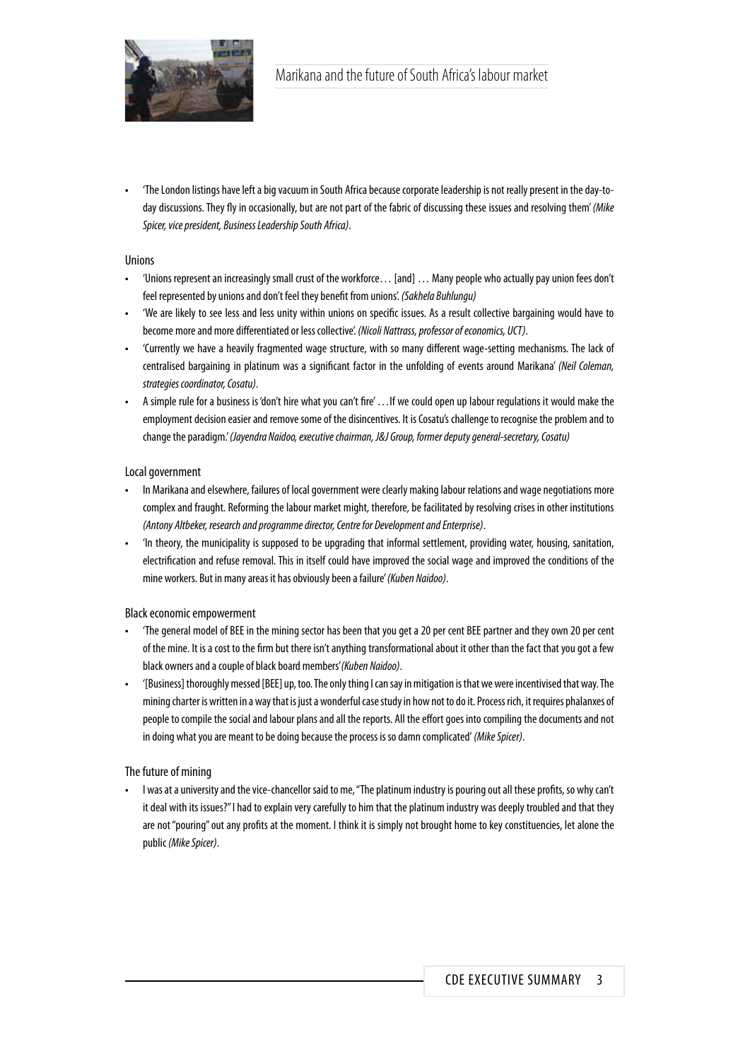- 'The London listings have left a big vacuum in South Africa because corporate leadership is not really present in the day-to-day discussions. They fly in occasionally, but are not part of the fabric of discussing these issues and resolving them' *(Mike Spicer, vice president, Business Leadership South Africa)*.

### Unions

- 'Unions represent an increasingly small crust of the workforce… [and] … Many people who actually pay union fees don't feel represented by unions and don't feel they benefit from unions'. *(Sakhela Buhlungu)*
- 'We are likely to see less and less unity within unions on specific issues. As a result collective bargaining would have to become more and more differentiated or less collective'. *(Nicoli Nattrass, professor of economics, UCT)*.
- 'Currently we have a heavily fragmented wage structure, with so many different wage-setting mechanisms. The lack of centralised bargaining in platinum was a significant factor in the unfolding of events around Marikana' *(Neil Coleman, strategies coordinator, Cosatu)*.
- A simple rule for a business is 'don't hire what you can't fire' … If we could open up labour regulations it would make the employment decision easier and remove some of the disincentives. It is Cosatu's challenge to recognise the problem and to change the paradigm.' *(Jayendra Naidoo, executive chairman, J&J Group, former deputy general-secretary, Cosatu)*

### Local government

- In Marikana and elsewhere, failures of local government were clearly making labour relations and wage negotiations more complex and fraught. Reforming the labour market might, therefore, be facilitated by resolving crises in other institutions *(Antony Altbeker, research and programme director, Centre for Development and Enterprise)*.
- 'In theory, the municipality is supposed to be upgrading that informal settlement, providing water, housing, sanitation, electrification and refuse removal. This in itself could have improved the social wage and improved the conditions of the mine workers. But in many areas it has obviously been a failure' *(Kuben Naidoo)*.

### Black economic empowerment

- 'The general model of BEE in the mining sector has been that you get a 20 per cent BEE partner and they own 20 per cent of the mine. It is a cost to the firm but there isn't anything transformational about it other than the fact that you got a few black owners and a couple of black board members' *(Kuben Naidoo)*.
- '[Business] thoroughly messed [BEE] up, too. The only thing I can say in mitigation is that we were incentivised that way. The mining charter is written in a way that is just a wonderful case study in how not to do it. Process rich, it requires phalanxes of people to compile the social and labour plans and all the reports. All the effort goes into compiling the documents and not in doing what you are meant to be doing because the process is so damn complicated' *(Mike Spicer)*.

### The future of mining

- I was at a university and the vice-chancellor said to me, "The platinum industry is pouring out all these profits, so why can't it deal with its issues?" I had to explain very carefully to him that the platinum industry was deeply troubled and that they are not "pouring" out any profits at the moment. I think it is simply not brought home to key constituencies, let alone the public *(Mike Spicer)*.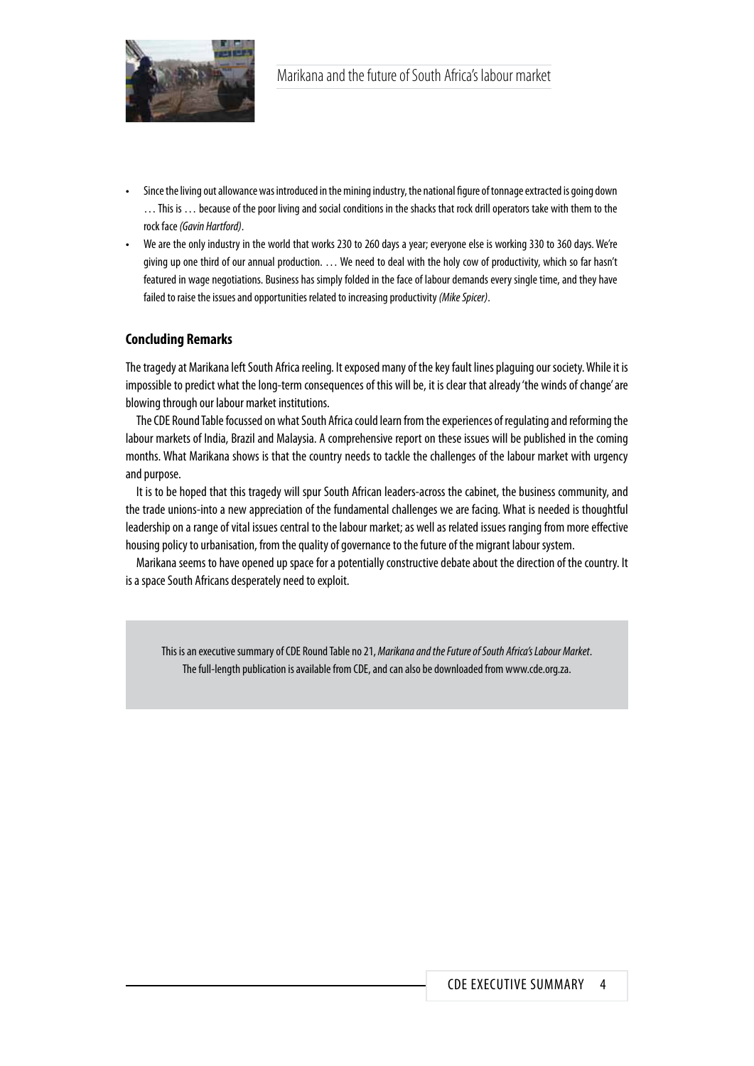- Since the living out allowance was introduced in the mining industry, the national figure of tonnage extracted is going down … This is … because of the poor living and social conditions in the shacks that rock drill operators take with them to the rock face *(Gavin Hartford)*.
- We are the only industry in the world that works 230 to 260 days a year; everyone else is working 330 to 360 days. We're giving up one third of our annual production. … We need to deal with the holy cow of productivity, which so far hasn't featured in wage negotiations. Business has simply folded in the face of labour demands every single time, and they have failed to raise the issues and opportunities related to increasing productivity *(Mike Spicer)*.

## Concluding Remarks

The tragedy at Marikana left South Africa reeling. It exposed many of the key fault lines plaguing our society. While it is impossible to predict what the long-term consequences of this will be, it is clear that already 'the winds of change' are blowing through our labour market institutions.

The CDE Round Table focussed on what South Africa could learn from the experiences of regulating and reforming the labour markets of India, Brazil and Malaysia. A comprehensive report on these issues will be published in the coming months. What Marikana shows is that the country needs to tackle the challenges of the labour market with urgency and purpose.

It is to be hoped that this tragedy will spur South African leaders-across the cabinet, the business community, and the trade unions-into a new appreciation of the fundamental challenges we are facing. What is needed is thoughtful leadership on a range of vital issues central to the labour market; as well as related issues ranging from more effective housing policy to urbanisation, from the quality of governance to the future of the migrant labour system.

Marikana seems to have opened up space for a potentially constructive debate about the direction of the country. It is a space South Africans desperately need to exploit.

This is an executive summary of CDE Round Table no 21, *Marikana and the Future of South Africa's Labour Market*. The full-length publication is available from CDE, and can also be downloaded from www.cde.org.za.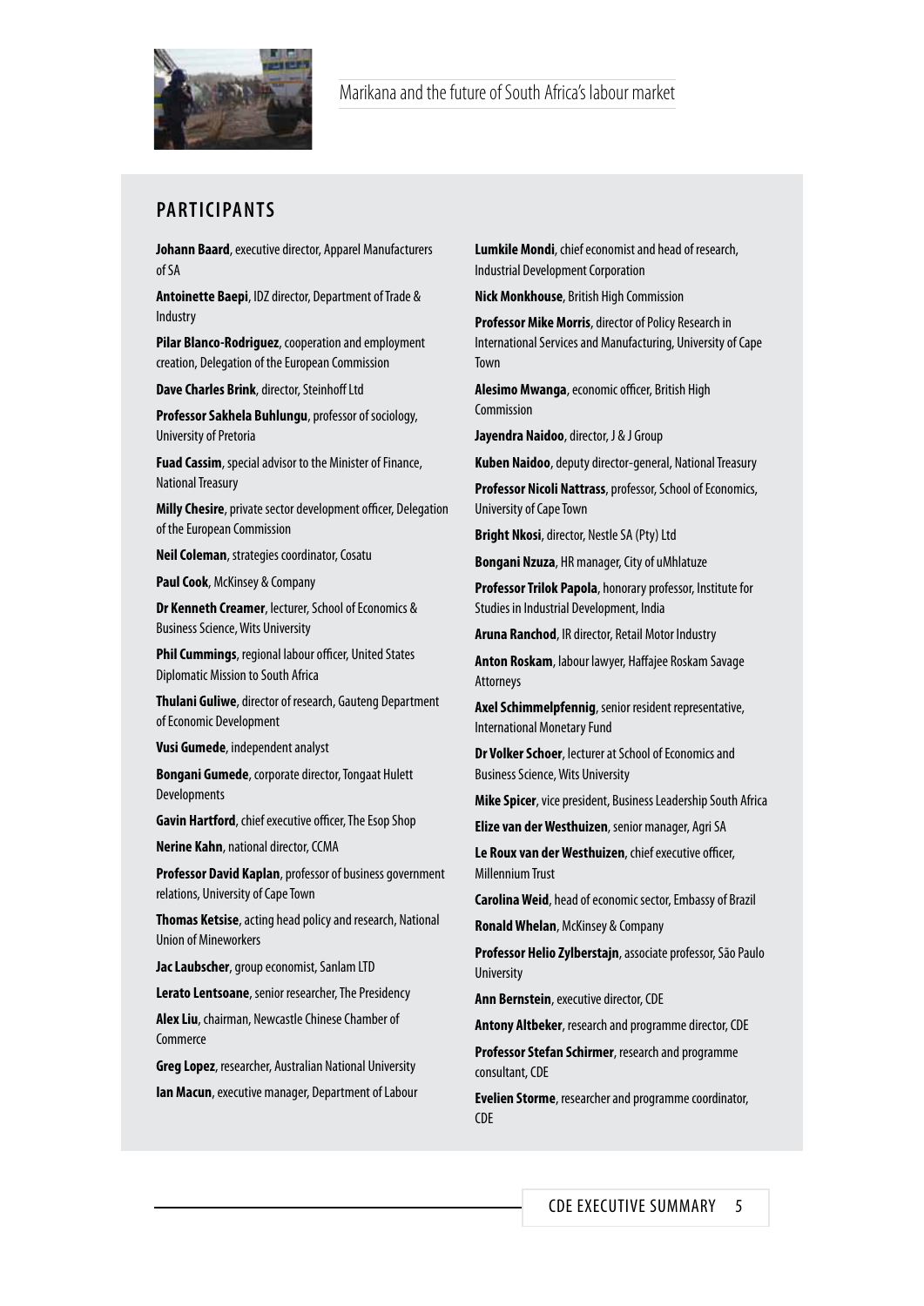## PARTICIPANTS

**Johann Baard**, executive director, Apparel Manufacturers of SA

**Antoinette Baepi**, IDZ director, Department of Trade & Industry

**Pilar Blanco-Rodriguez**, cooperation and employment creation, Delegation of the European Commission

**Dave Charles Brink**, director, Steinhoff Ltd

**Professor Sakhela Buhlungu**, professor of sociology, University of Pretoria

**Fuad Cassim**, special advisor to the Minister of Finance, National Treasury

**Milly Chesire**, private sector development officer, Delegation of the European Commission

**Neil Coleman**, strategies coordinator, Cosatu

**Paul Cook**, McKinsey & Company

**Dr Kenneth Creamer**, lecturer, School of Economics & Business Science, Wits University

**Phil Cummings**, regional labour officer, United States Diplomatic Mission to South Africa

**Thulani Guliwe**, director of research, Gauteng Department of Economic Development

**Vusi Gumede**, independent analyst

**Bongani Gumede**, corporate director, Tongaat Hulett Developments

**Gavin Hartford**, chief executive officer, The Esop Shop

**Nerine Kahn**, national director, CCMA

**Professor David Kaplan**, professor of business government relations, University of Cape Town

**Thomas Ketsise**, acting head policy and research, National Union of Mineworkers

**Jac Laubscher**, group economist, Sanlam LTD

**Lerato Lentsoane**, senior researcher, The Presidency

**Alex Liu**, chairman, Newcastle Chinese Chamber of Commerce

**Greg Lopez**, researcher, Australian National University

**Ian Macun**, executive manager, Department of Labour

**Lumkile Mondi**, chief economist and head of research, Industrial Development Corporation

**Nick Monkhouse**, British High Commission

**Professor Mike Morris**, director of Policy Research in International Services and Manufacturing, University of Cape Town

**Alesimo Mwanga**, economic officer, British High Commission

**Jayendra Naidoo**, director, J & J Group

**Kuben Naidoo**, deputy director-general, National Treasury

**Professor Nicoli Nattrass**, professor, School of Economics, University of Cape Town

**Bright Nkosi**, director, Nestle SA (Pty) Ltd

**Bongani Nzuza**, HR manager, City of uMhlatuze

**Professor Trilok Papola**, honorary professor, Institute for Studies in Industrial Development, India

**Aruna Ranchod**, IR director, Retail Motor Industry

**Anton Roskam**, labour lawyer, Haffajee Roskam Savage Attorneys

**Axel Schimmelpfennig**, senior resident representative, International Monetary Fund

**Dr Volker Schoer**, lecturer at School of Economics and Business Science, Wits University

**Mike Spicer**, vice president, Business Leadership South Africa

**Elize van der Westhuizen**, senior manager, Agri SA

**Le Roux van der Westhuizen**, chief executive officer, Millennium Trust

**Carolina Weid**, head of economic sector, Embassy of Brazil

**Ronald Whelan**, McKinsey & Company

**Professor Helio Zylberstajn**, associate professor, São Paulo University

**Ann Bernstein**, executive director, CDE

**Antony Altbeker**, research and programme director, CDE

**Professor Stefan Schirmer**, research and programme consultant, CDE

**Evelien Storme**, researcher and programme coordinator, CDE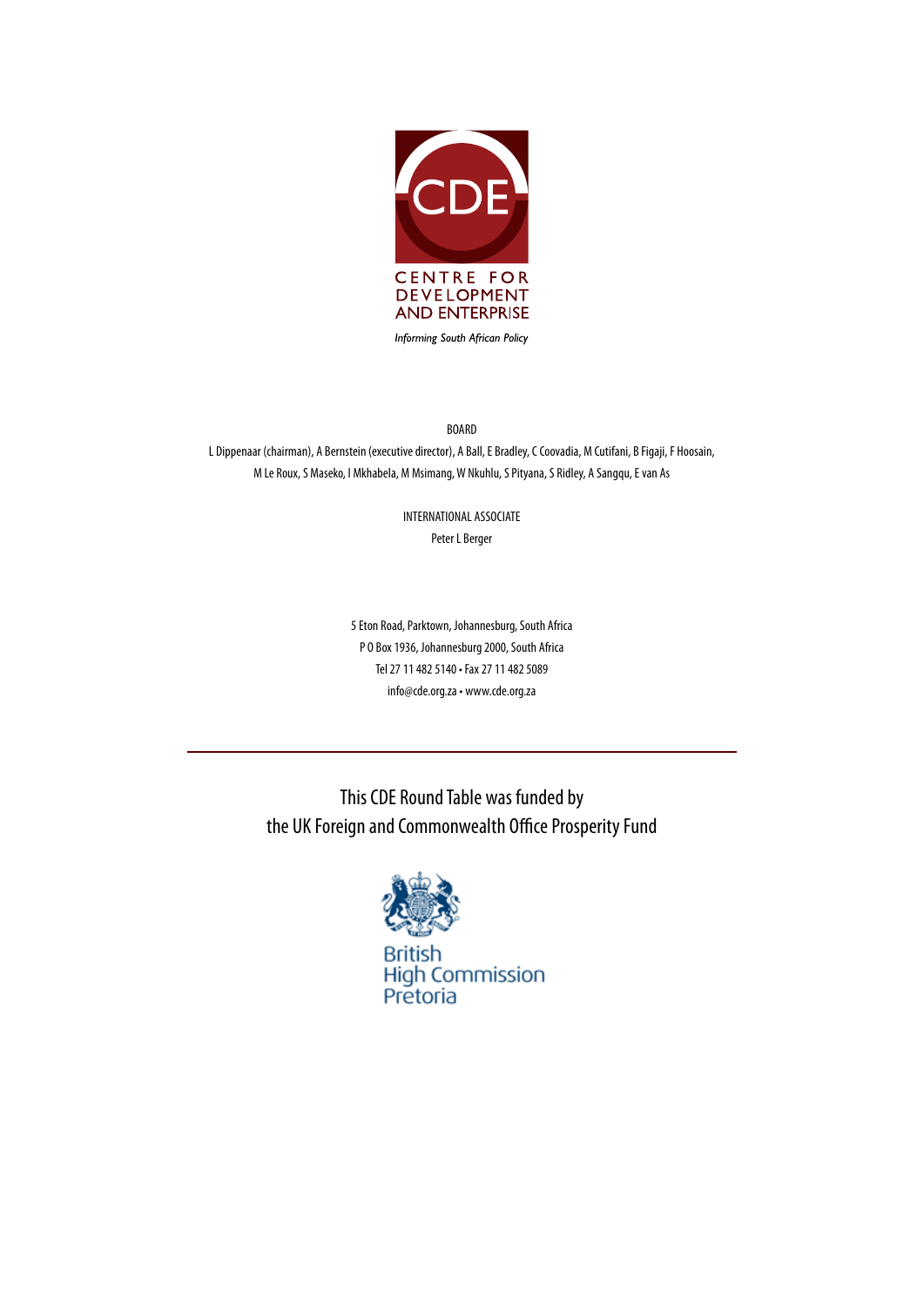CENTRE FOR DEVELOPMENT AND ENTERPRISE

*Informing South African Policy*

BOARD

L Dippenaar (chairman), A Bernstein (executive director), A Ball, E Bradley, C Coovadia, M Cutifani, B Figaji, F Hoosain, M Le Roux, S Maseko, I Mkhabela, M Msimang, W Nkuhlu, S Pityana, S Ridley, A Sangqu, E van As

INTERNATIONAL ASSOCIATE

Peter L Berger

5 Eton Road, Parktown, Johannesburg, South Africa
P O Box 1936, Johannesburg 2000, South Africa
Tel 27 11 482 5140 • Fax 27 11 482 5089
info@cde.org.za • www.cde.org.za

---

This CDE Round Table was funded by
the UK Foreign and Commonwealth Office Prosperity Fund

British
High Commission
Pretoria